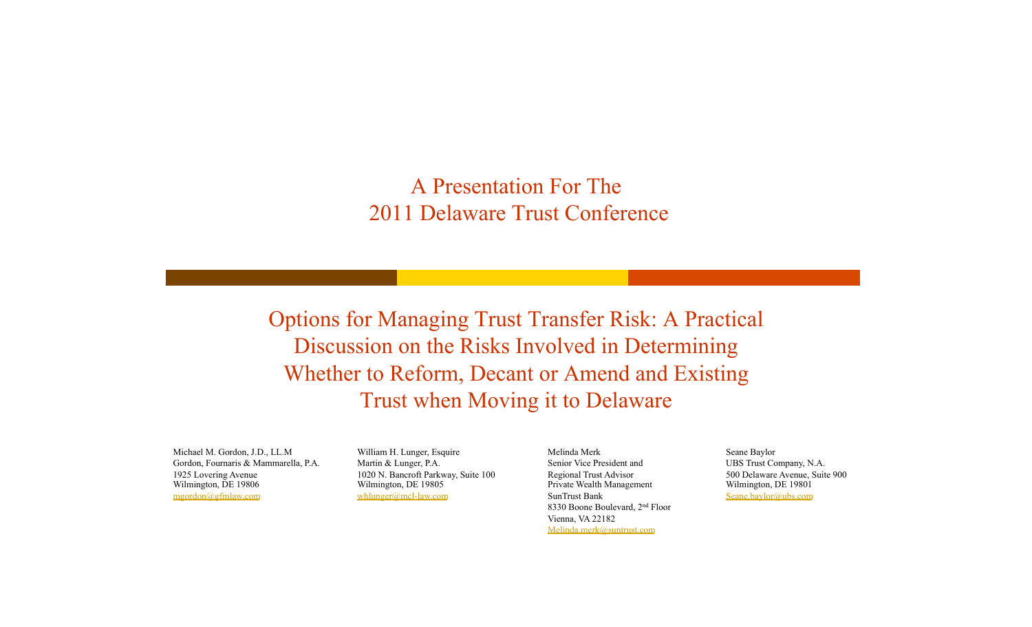# A Presentation For The 2011 Delaware Trust Conference

## Options for Managing Trust Transfer Risk: A Practical Discussion on the Risks Involved in Determining Whether to Reform, Decant or Amend and Existing Trust when Moving it to Delaware

Michael M. Gordon, J.D., LL.M
Gordon, Fournaris & Mammarella, P.A.
1925 Lovering Avenue
Wilmington, DE 19806
mgordon@gfmlaw.com

William H. Lunger, Esquire
Martin & Lunger, P.A.
1020 N. Bancroft Parkway, Suite 100
Wilmington, DE 19805
whlunger@mcl-law.com

Melinda Merk
Senior Vice President and
Regional Trust Advisor
Private Wealth Management
SunTrust Bank
8330 Boone Boulevard, 2nd Floor
Vienna, VA 22182
Melinda.merk@suntrust.com

Seane Baylor
UBS Trust Company, N.A.
500 Delaware Avenue, Suite 900
Wilmington, DE 19801
Seane.baylor@ubs.com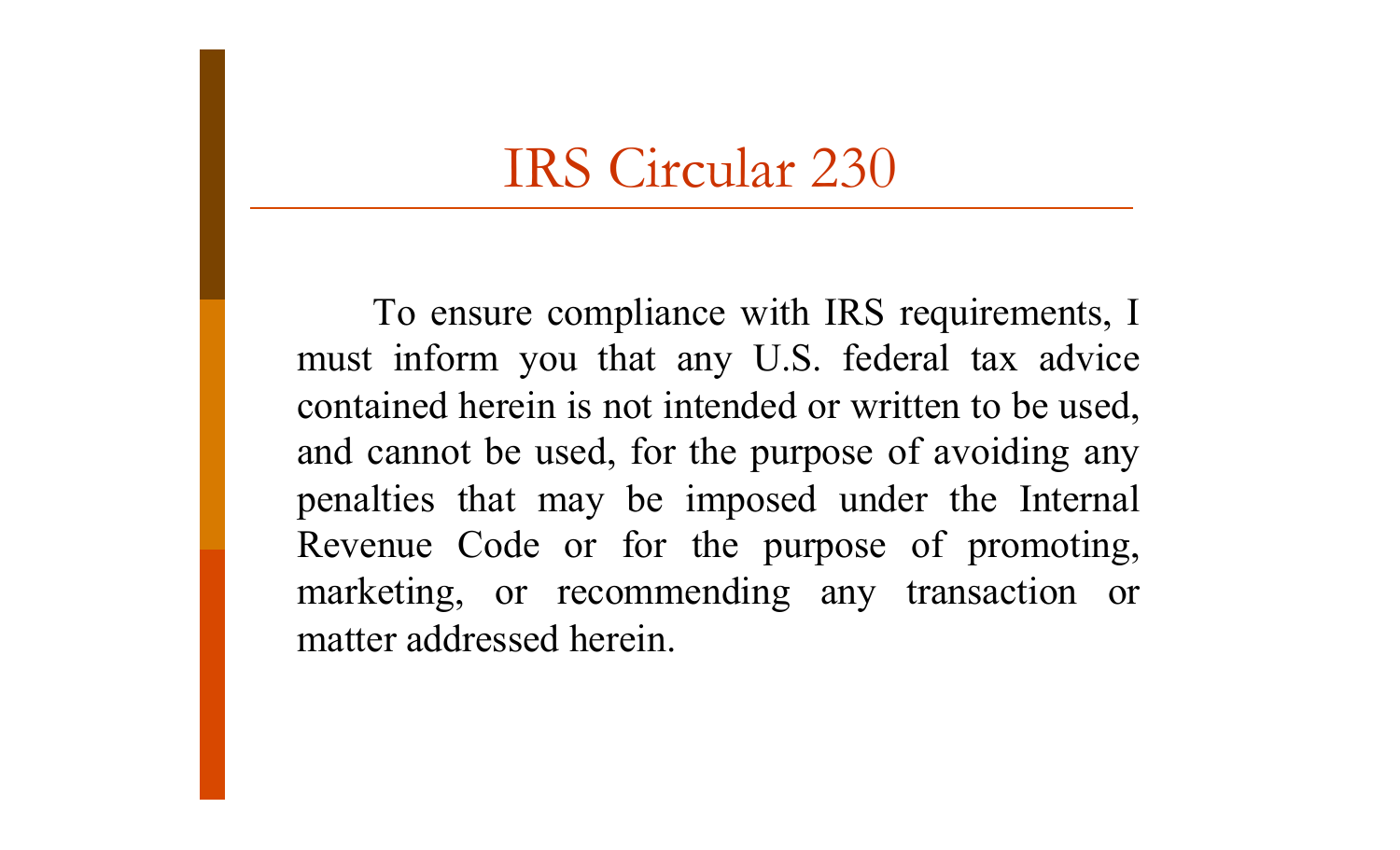# IRS Circular 230

To ensure compliance with IRS requirements, I must inform you that any U.S. federal tax advice contained herein is not intended or written to be used, and cannot be used, for the purpose of avoiding any penalties that may be imposed under the Internal Revenue Code or for the purpose of promoting, marketing, or recommending any transaction or matter addressed herein.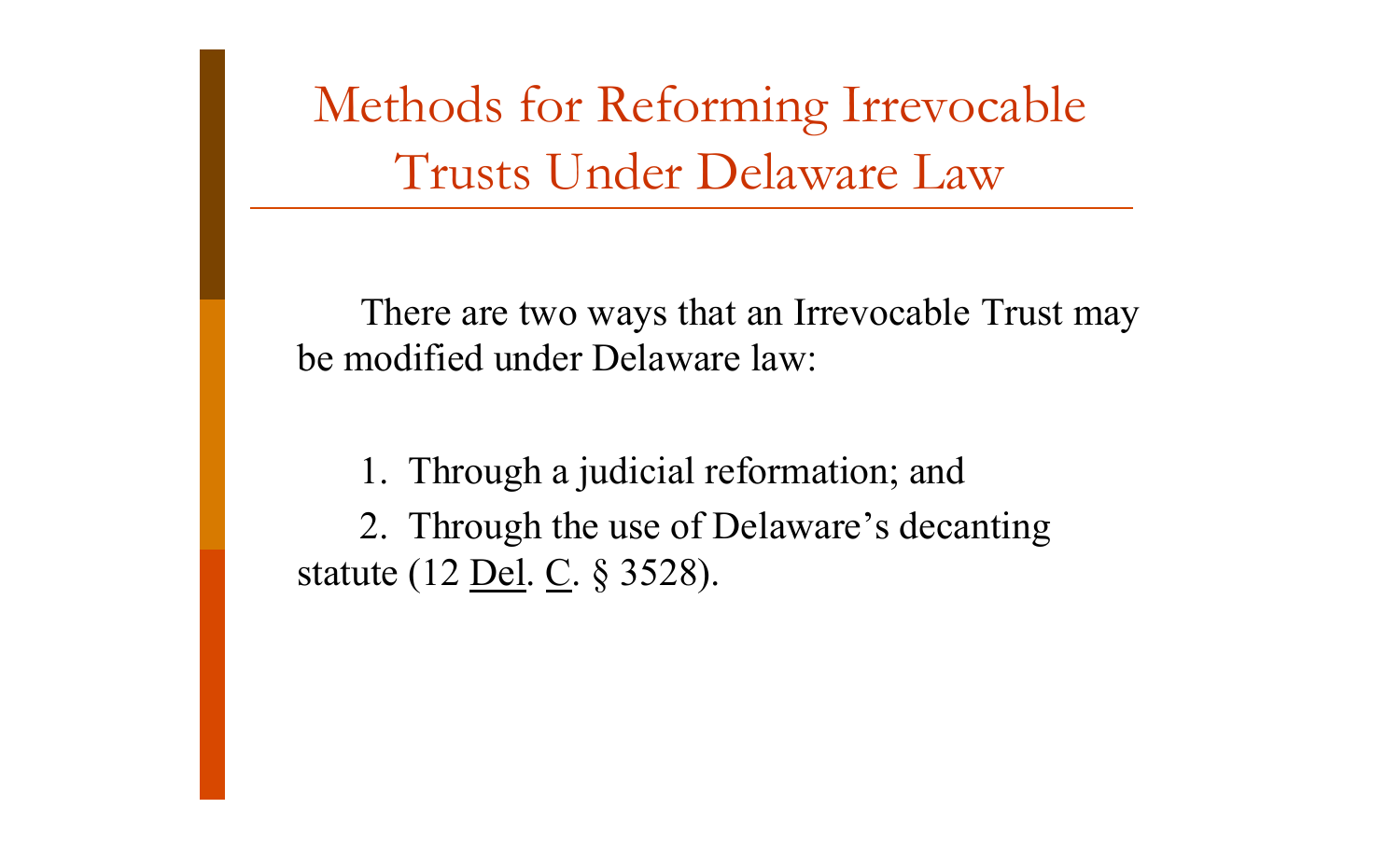# Methods for Reforming Irrevocable Trusts Under Delaware Law

There are two ways that an Irrevocable Trust may be modified under Delaware law:

1. Through a judicial reformation; and
2. Through the use of Delaware's decanting statute (12 Del. C. § 3528).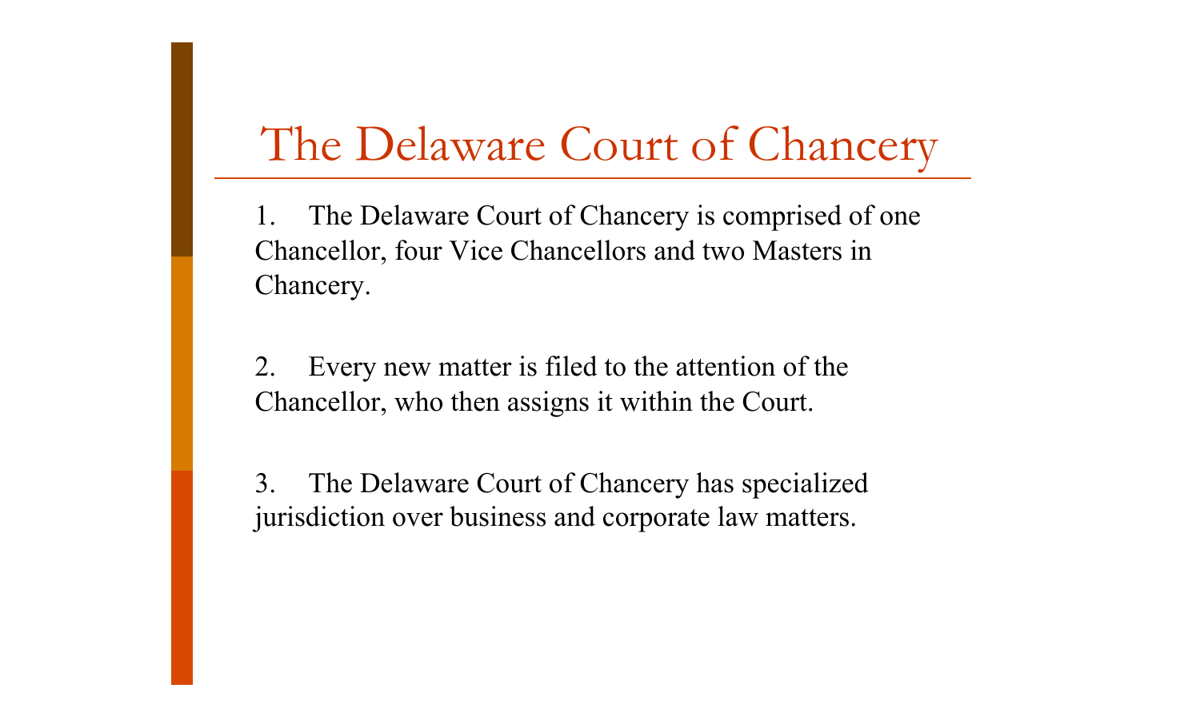# The Delaware Court of Chancery

1. The Delaware Court of Chancery is comprised of one Chancellor, four Vice Chancellors and two Masters in Chancery.

2. Every new matter is filed to the attention of the Chancellor, who then assigns it within the Court.

3. The Delaware Court of Chancery has specialized jurisdiction over business and corporate law matters.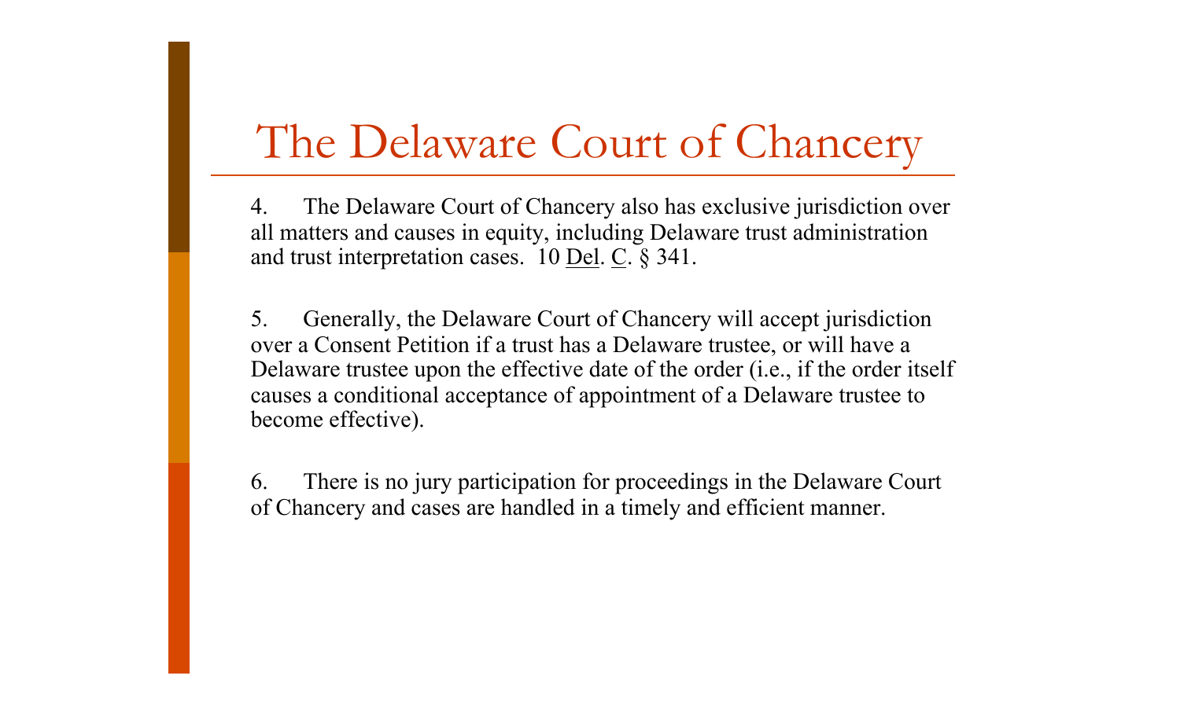# The Delaware Court of Chancery

4. The Delaware Court of Chancery also has exclusive jurisdiction over all matters and causes in equity, including Delaware trust administration and trust interpretation cases. 10 Del. C. § 341.

5. Generally, the Delaware Court of Chancery will accept jurisdiction over a Consent Petition if a trust has a Delaware trustee, or will have a Delaware trustee upon the effective date of the order (i.e., if the order itself causes a conditional acceptance of appointment of a Delaware trustee to become effective).

6. There is no jury participation for proceedings in the Delaware Court of Chancery and cases are handled in a timely and efficient manner.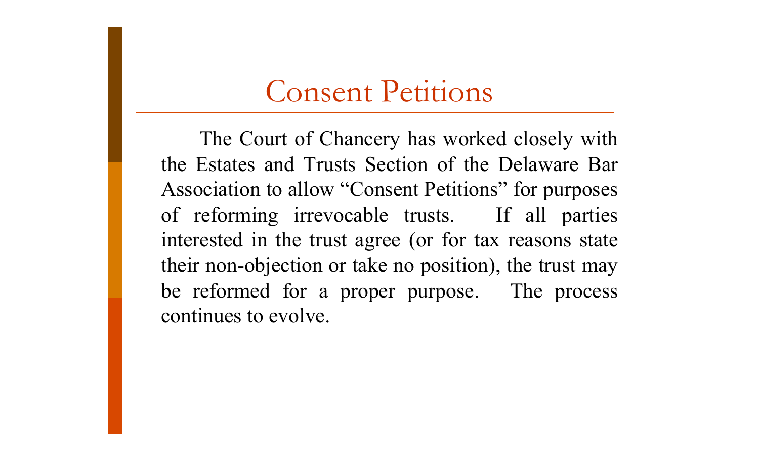# Consent Petitions

The Court of Chancery has worked closely with the Estates and Trusts Section of the Delaware Bar Association to allow "Consent Petitions" for purposes of reforming irrevocable trusts. If all parties interested in the trust agree (or for tax reasons state their non-objection or take no position), the trust may be reformed for a proper purpose. The process continues to evolve.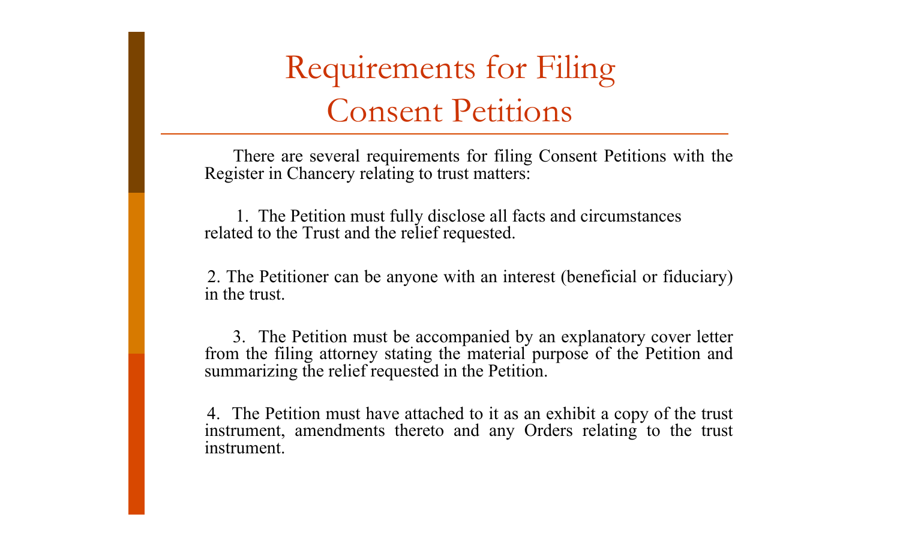# Requirements for Filing Consent Petitions

There are several requirements for filing Consent Petitions with the Register in Chancery relating to trust matters:

1. The Petition must fully disclose all facts and circumstances related to the Trust and the relief requested.

2. The Petitioner can be anyone with an interest (beneficial or fiduciary) in the trust.

3. The Petition must be accompanied by an explanatory cover letter from the filing attorney stating the material purpose of the Petition and summarizing the relief requested in the Petition.

4. The Petition must have attached to it as an exhibit a copy of the trust instrument, amendments thereto and any Orders relating to the trust instrument.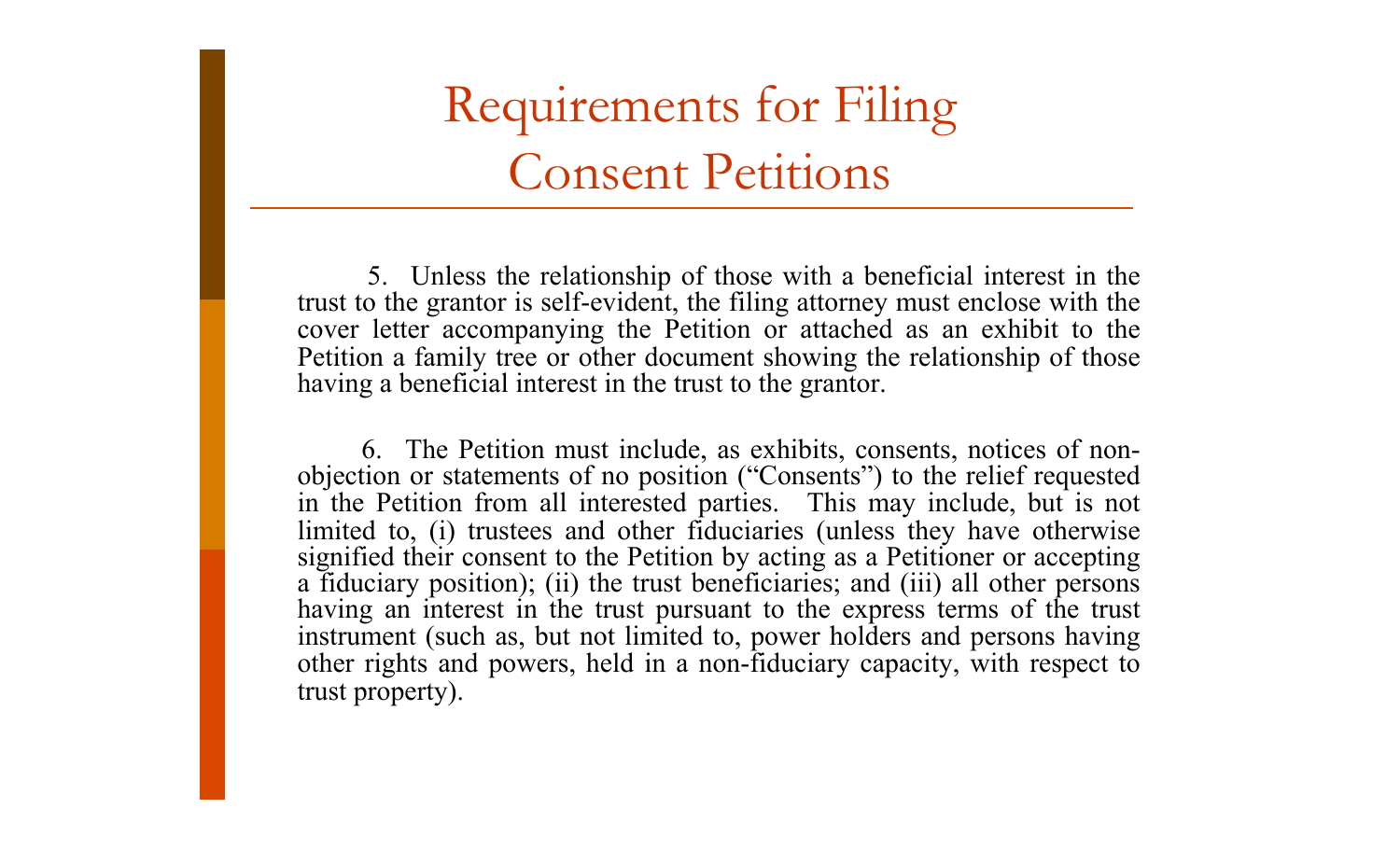# Requirements for Filing Consent Petitions

5. Unless the relationship of those with a beneficial interest in the trust to the grantor is self-evident, the filing attorney must enclose with the cover letter accompanying the Petition or attached as an exhibit to the Petition a family tree or other document showing the relationship of those having a beneficial interest in the trust to the grantor.

6. The Petition must include, as exhibits, consents, notices of non-objection or statements of no position ("Consents") to the relief requested in the Petition from all interested parties. This may include, but is not limited to, (i) trustees and other fiduciaries (unless they have otherwise signified their consent to the Petition by acting as a Petitioner or accepting a fiduciary position); (ii) the trust beneficiaries; and (iii) all other persons having an interest in the trust pursuant to the express terms of the trust instrument (such as, but not limited to, power holders and persons having other rights and powers, held in a non-fiduciary capacity, with respect to trust property).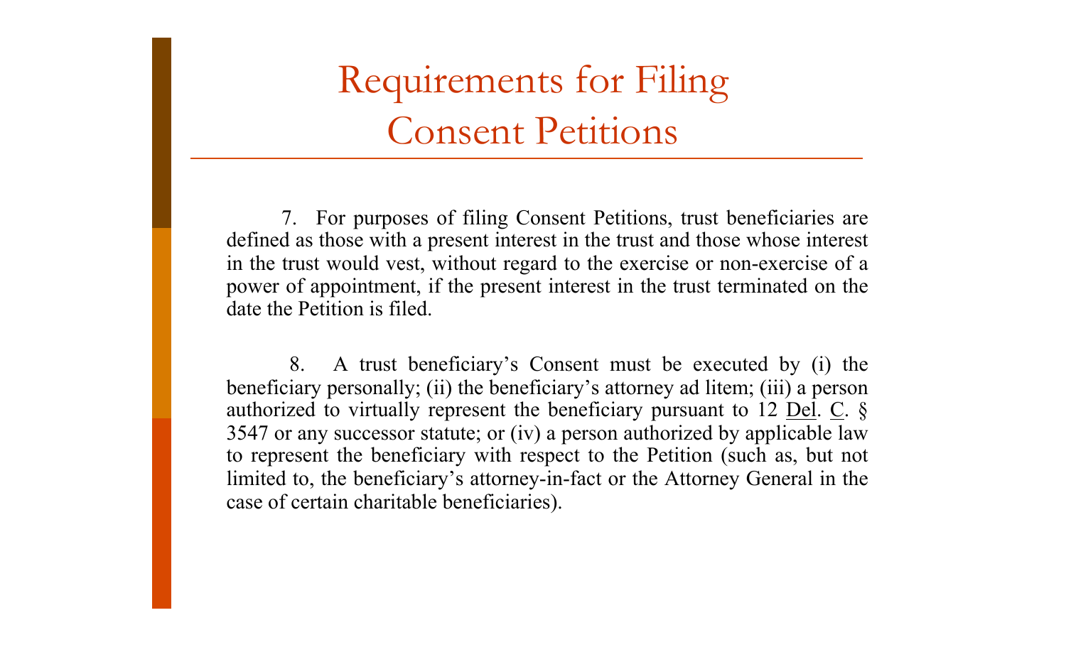# Requirements for Filing Consent Petitions

7. For purposes of filing Consent Petitions, trust beneficiaries are defined as those with a present interest in the trust and those whose interest in the trust would vest, without regard to the exercise or non-exercise of a power of appointment, if the present interest in the trust terminated on the date the Petition is filed.

8. A trust beneficiary's Consent must be executed by (i) the beneficiary personally; (ii) the beneficiary's attorney ad litem; (iii) a person authorized to virtually represent the beneficiary pursuant to 12 Del. C. § 3547 or any successor statute; or (iv) a person authorized by applicable law to represent the beneficiary with respect to the Petition (such as, but not limited to, the beneficiary's attorney-in-fact or the Attorney General in the case of certain charitable beneficiaries).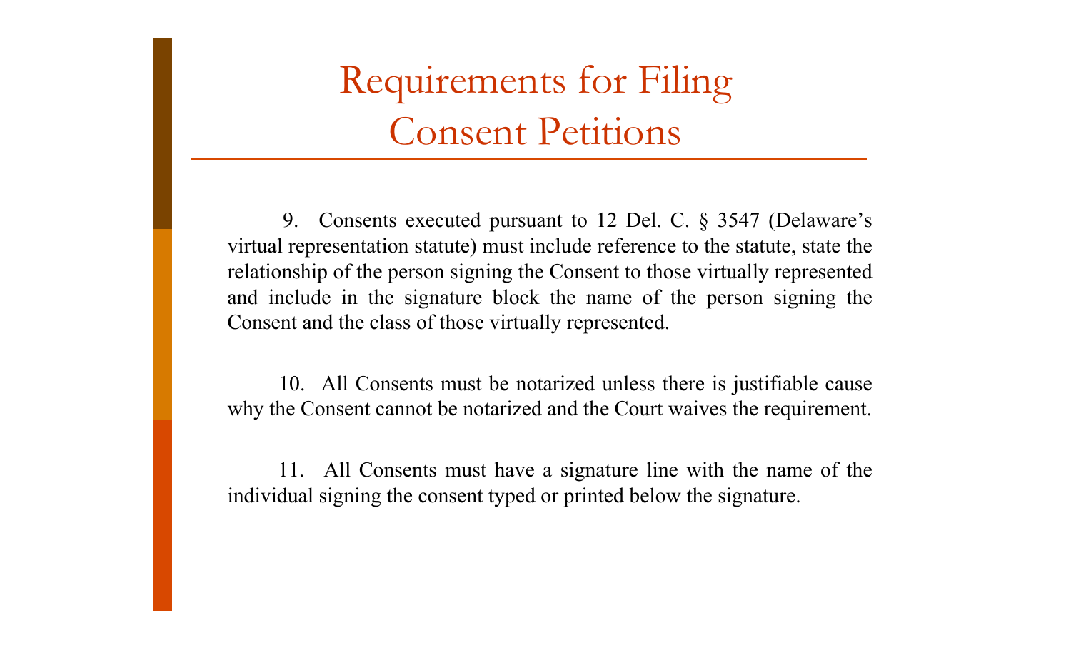# Requirements for Filing Consent Petitions

9. Consents executed pursuant to 12 Del. C. § 3547 (Delaware's virtual representation statute) must include reference to the statute, state the relationship of the person signing the Consent to those virtually represented and include in the signature block the name of the person signing the Consent and the class of those virtually represented.

10. All Consents must be notarized unless there is justifiable cause why the Consent cannot be notarized and the Court waives the requirement.

11. All Consents must have a signature line with the name of the individual signing the consent typed or printed below the signature.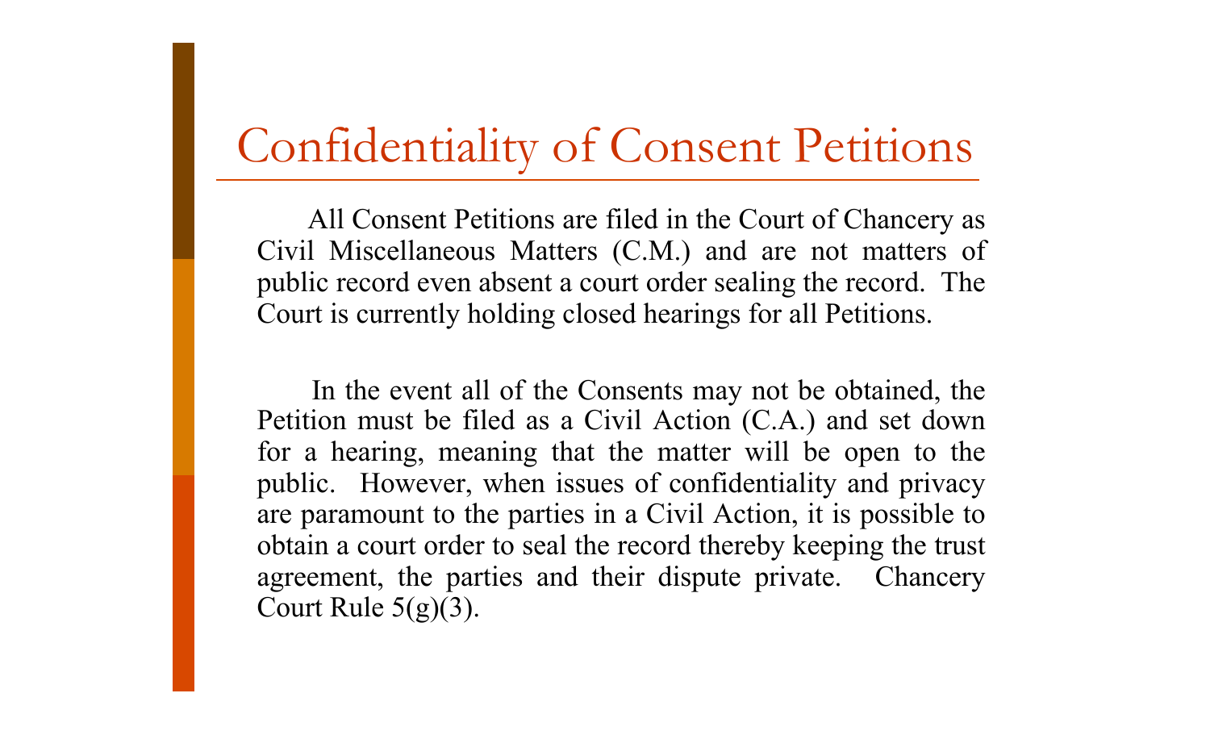# Confidentiality of Consent Petitions

All Consent Petitions are filed in the Court of Chancery as Civil Miscellaneous Matters (C.M.) and are not matters of public record even absent a court order sealing the record. The Court is currently holding closed hearings for all Petitions.

In the event all of the Consents may not be obtained, the Petition must be filed as a Civil Action (C.A.) and set down for a hearing, meaning that the matter will be open to the public. However, when issues of confidentiality and privacy are paramount to the parties in a Civil Action, it is possible to obtain a court order to seal the record thereby keeping the trust agreement, the parties and their dispute private. Chancery Court Rule 5(g)(3).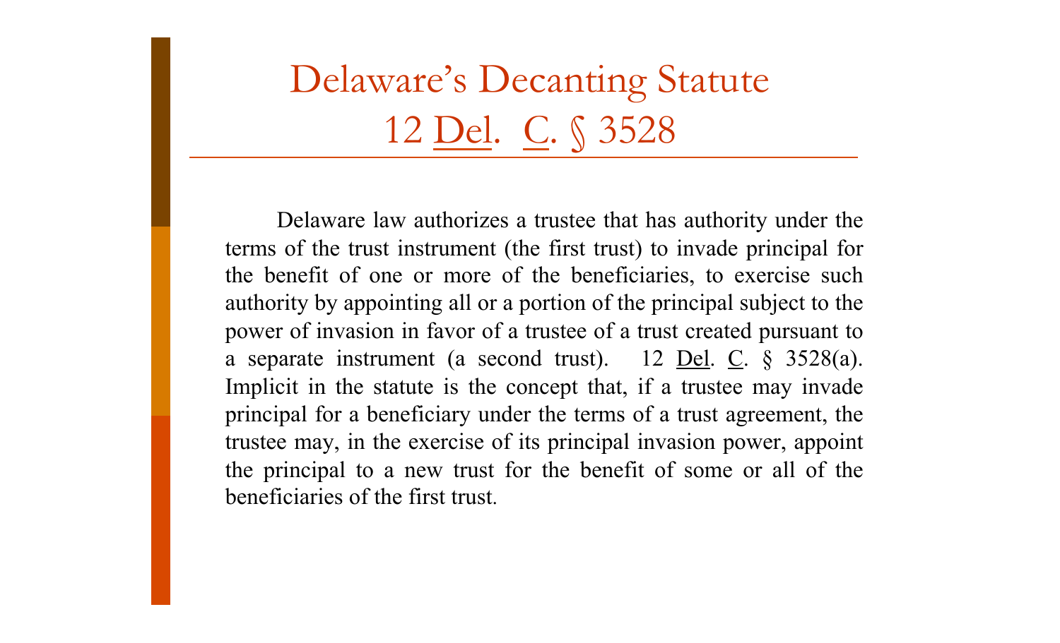# Delaware's Decanting Statute
# 12 Del. C. § 3528

Delaware law authorizes a trustee that has authority under the terms of the trust instrument (the first trust) to invade principal for the benefit of one or more of the beneficiaries, to exercise such authority by appointing all or a portion of the principal subject to the power of invasion in favor of a trustee of a trust created pursuant to a separate instrument (a second trust). 12 Del. C. § 3528(a). Implicit in the statute is the concept that, if a trustee may invade principal for a beneficiary under the terms of a trust agreement, the trustee may, in the exercise of its principal invasion power, appoint the principal to a new trust for the benefit of some or all of the beneficiaries of the first trust.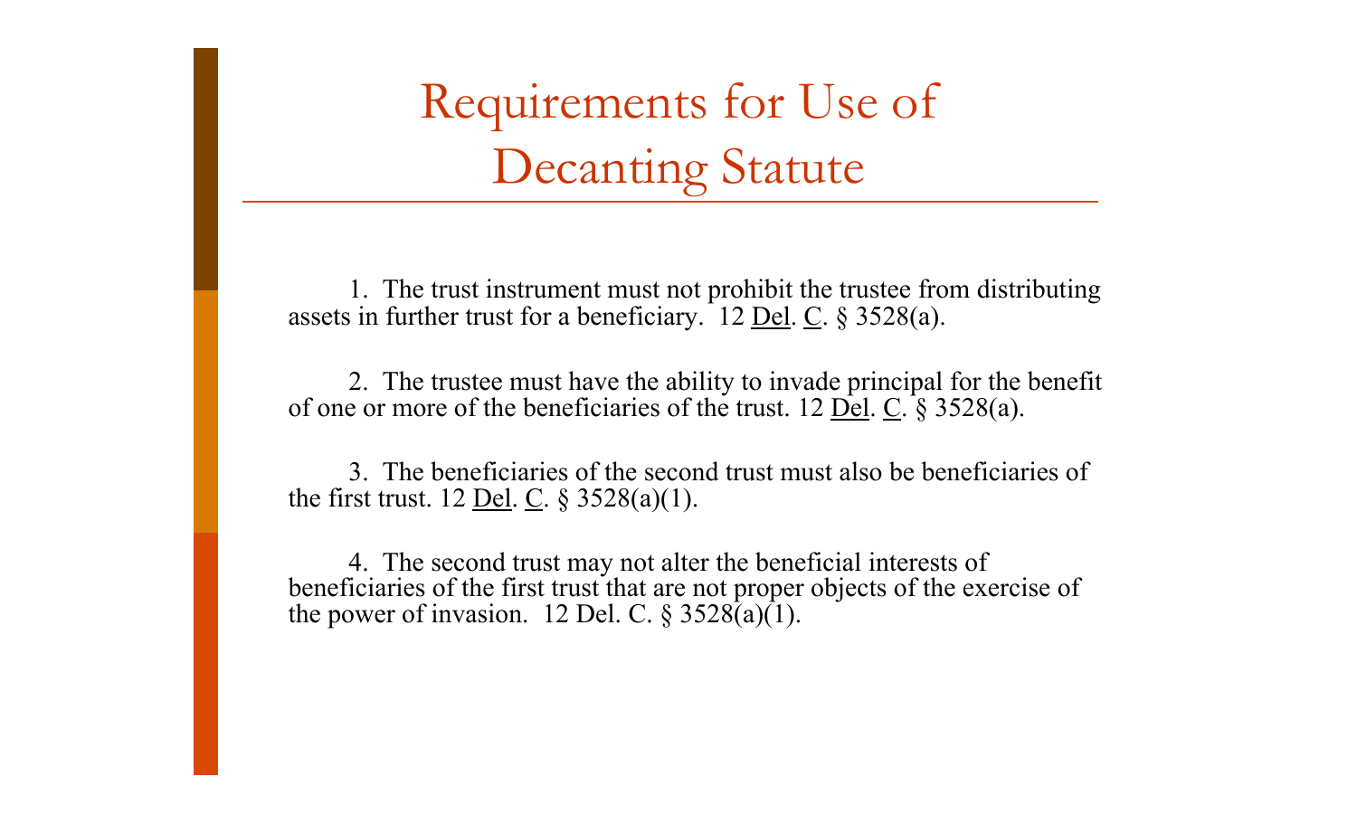# Requirements for Use of Decanting Statute

1. The trust instrument must not prohibit the trustee from distributing assets in further trust for a beneficiary. 12 Del. C. § 3528(a).

2. The trustee must have the ability to invade principal for the benefit of one or more of the beneficiaries of the trust. 12 Del. C. § 3528(a).

3. The beneficiaries of the second trust must also be beneficiaries of the first trust. 12 Del. C. § 3528(a)(1).

4. The second trust may not alter the beneficial interests of beneficiaries of the first trust that are not proper objects of the exercise of the power of invasion. 12 Del. C. § 3528(a)(1).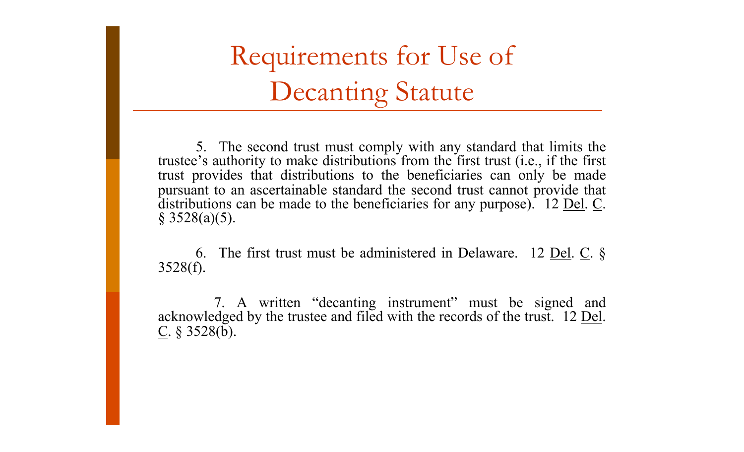# Requirements for Use of Decanting Statute

5. The second trust must comply with any standard that limits the trustee's authority to make distributions from the first trust (i.e., if the first trust provides that distributions to the beneficiaries can only be made pursuant to an ascertainable standard the second trust cannot provide that distributions can be made to the beneficiaries for any purpose). 12 Del. C. § 3528(a)(5).

6. The first trust must be administered in Delaware. 12 Del. C. § 3528(f).

7. A written "decanting instrument" must be signed and acknowledged by the trustee and filed with the records of the trust. 12 Del. C. § 3528(b).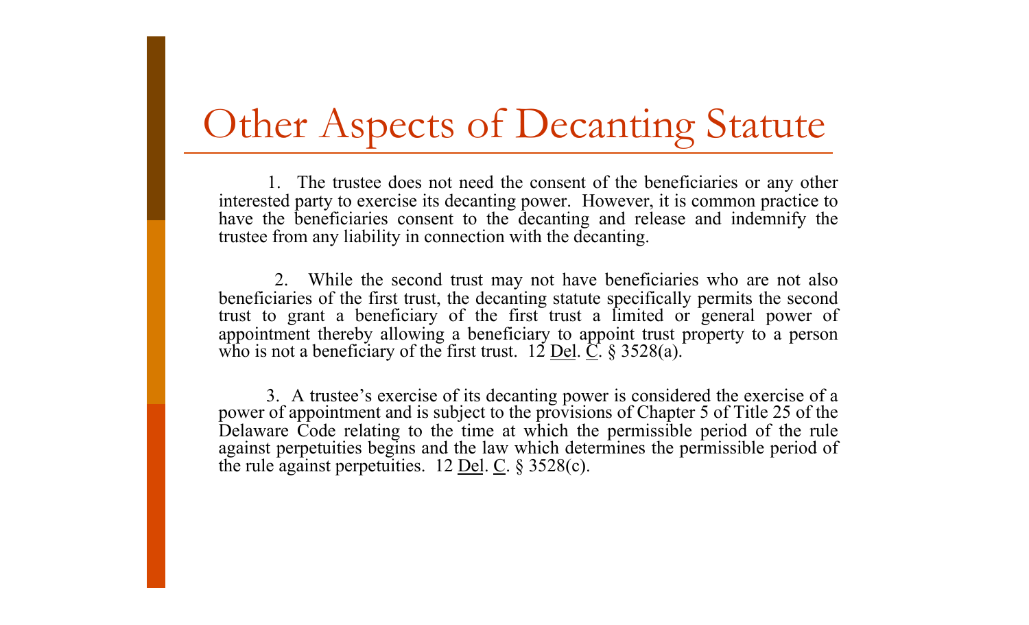# Other Aspects of Decanting Statute

1. The trustee does not need the consent of the beneficiaries or any other interested party to exercise its decanting power. However, it is common practice to have the beneficiaries consent to the decanting and release and indemnify the trustee from any liability in connection with the decanting.

2. While the second trust may not have beneficiaries who are not also beneficiaries of the first trust, the decanting statute specifically permits the second trust to grant a beneficiary of the first trust a limited or general power of appointment thereby allowing a beneficiary to appoint trust property to a person who is not a beneficiary of the first trust. 12 Del. C. § 3528(a).

3. A trustee's exercise of its decanting power is considered the exercise of a power of appointment and is subject to the provisions of Chapter 5 of Title 25 of the Delaware Code relating to the time at which the permissible period of the rule against perpetuities begins and the law which determines the permissible period of the rule against perpetuities. 12 Del. C. § 3528(c).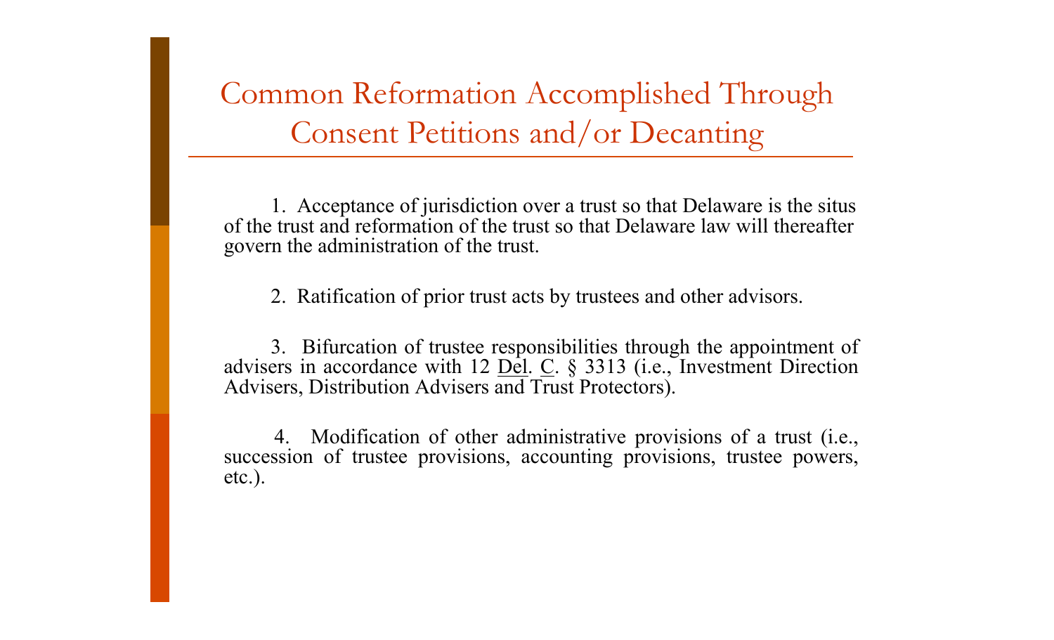# Common Reformation Accomplished Through Consent Petitions and/or Decanting

1. Acceptance of jurisdiction over a trust so that Delaware is the situs of the trust and reformation of the trust so that Delaware law will thereafter govern the administration of the trust.

2. Ratification of prior trust acts by trustees and other advisors.

3. Bifurcation of trustee responsibilities through the appointment of advisers in accordance with 12 Del. C. § 3313 (i.e., Investment Direction Advisers, Distribution Advisers and Trust Protectors).

4. Modification of other administrative provisions of a trust (i.e., succession of trustee provisions, accounting provisions, trustee powers, etc.).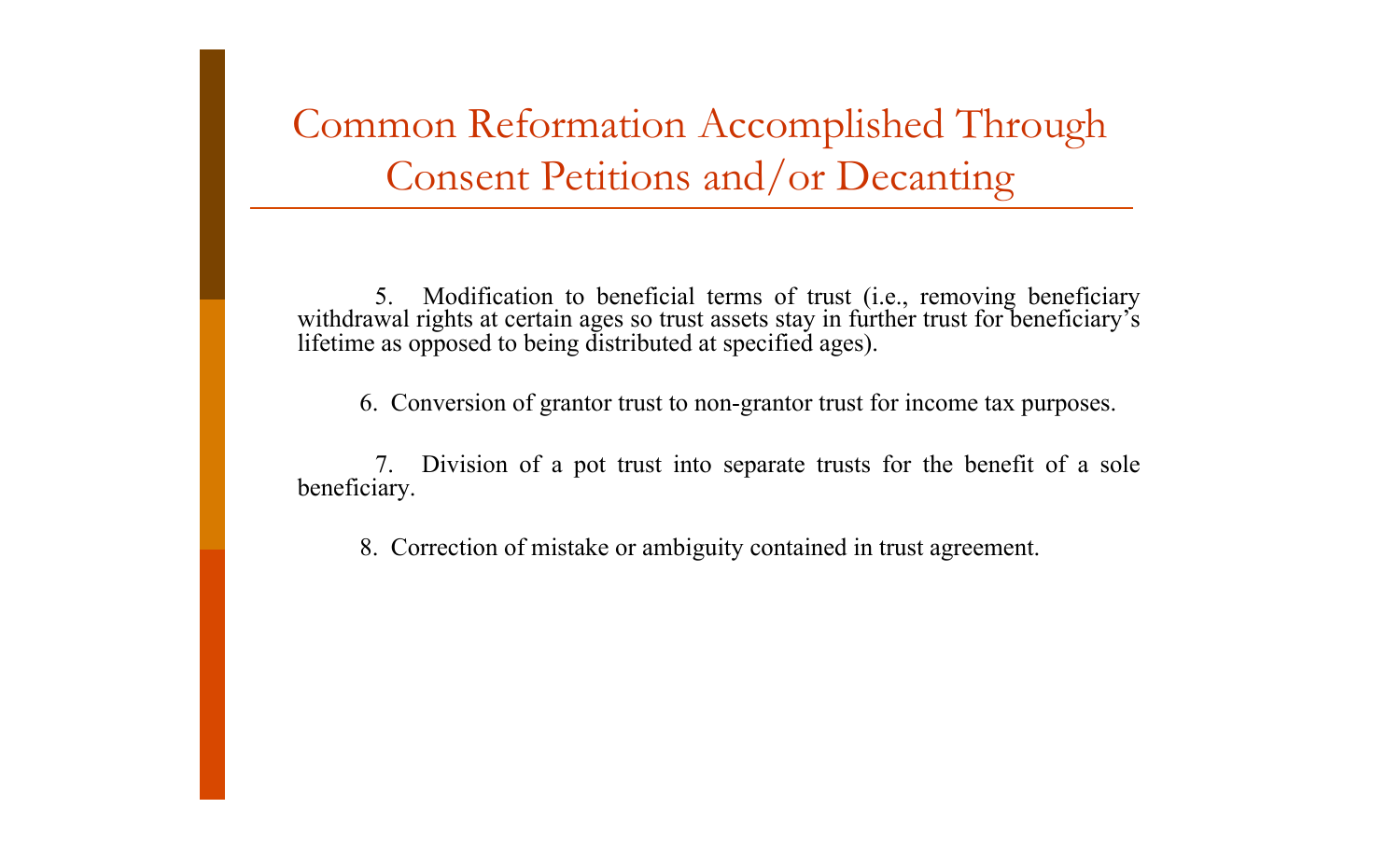# Common Reformation Accomplished Through Consent Petitions and/or Decanting

5. Modification to beneficial terms of trust (i.e., removing beneficiary withdrawal rights at certain ages so trust assets stay in further trust for beneficiary's lifetime as opposed to being distributed at specified ages).

6. Conversion of grantor trust to non-grantor trust for income tax purposes.

7. Division of a pot trust into separate trusts for the benefit of a sole beneficiary.

8. Correction of mistake or ambiguity contained in trust agreement.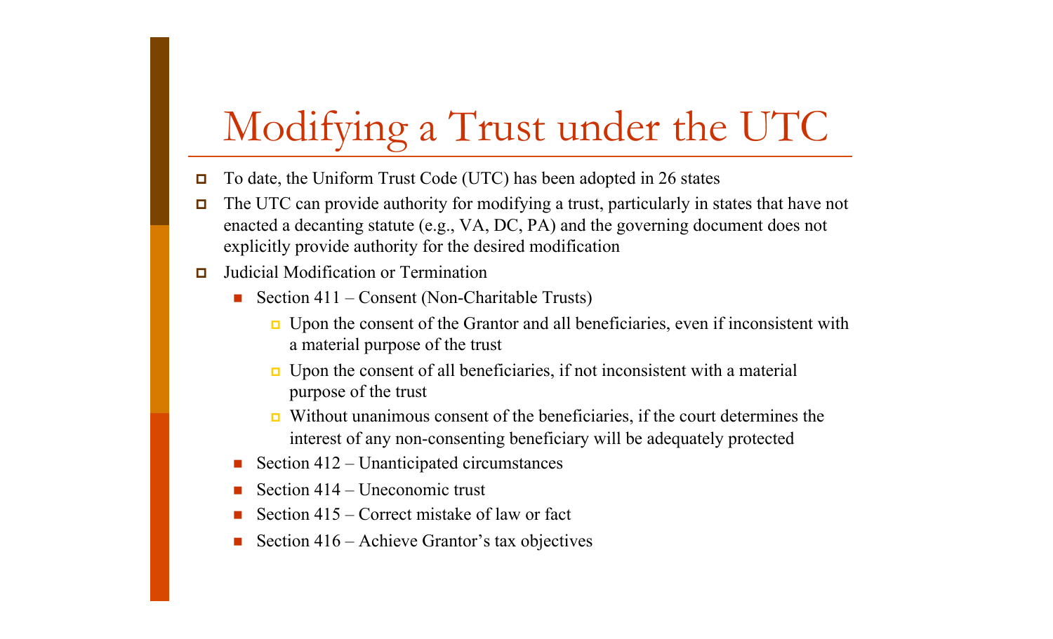# Modifying a Trust under the UTC

- To date, the Uniform Trust Code (UTC) has been adopted in 26 states
- The UTC can provide authority for modifying a trust, particularly in states that have not enacted a decanting statute (e.g., VA, DC, PA) and the governing document does not explicitly provide authority for the desired modification
- Judicial Modification or Termination
  - Section 411 – Consent (Non-Charitable Trusts)
    - Upon the consent of the Grantor and all beneficiaries, even if inconsistent with a material purpose of the trust
    - Upon the consent of all beneficiaries, if not inconsistent with a material purpose of the trust
    - Without unanimous consent of the beneficiaries, if the court determines the interest of any non-consenting beneficiary will be adequately protected
  - Section 412 – Unanticipated circumstances
  - Section 414 – Uneconomic trust
  - Section 415 – Correct mistake of law or fact
  - Section 416 – Achieve Grantor's tax objectives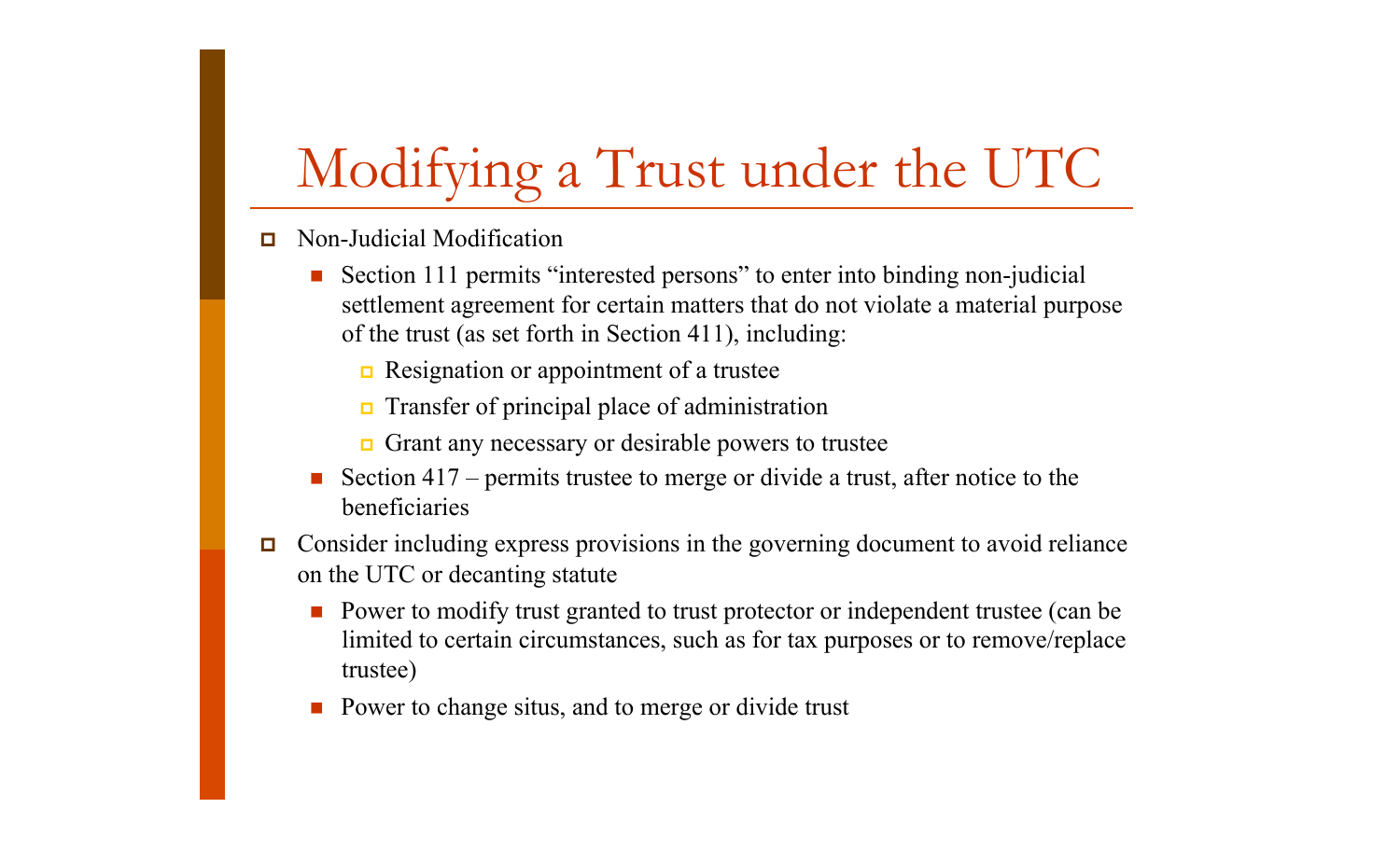# Modifying a Trust under the UTC

- Non-Judicial Modification
  - Section 111 permits “interested persons” to enter into binding non-judicial settlement agreement for certain matters that do not violate a material purpose of the trust (as set forth in Section 411), including:
    - Resignation or appointment of a trustee
    - Transfer of principal place of administration
    - Grant any necessary or desirable powers to trustee
  - Section 417 – permits trustee to merge or divide a trust, after notice to the beneficiaries
- Consider including express provisions in the governing document to avoid reliance on the UTC or decanting statute
  - Power to modify trust granted to trust protector or independent trustee (can be limited to certain circumstances, such as for tax purposes or to remove/replace trustee)
  - Power to change situs, and to merge or divide trust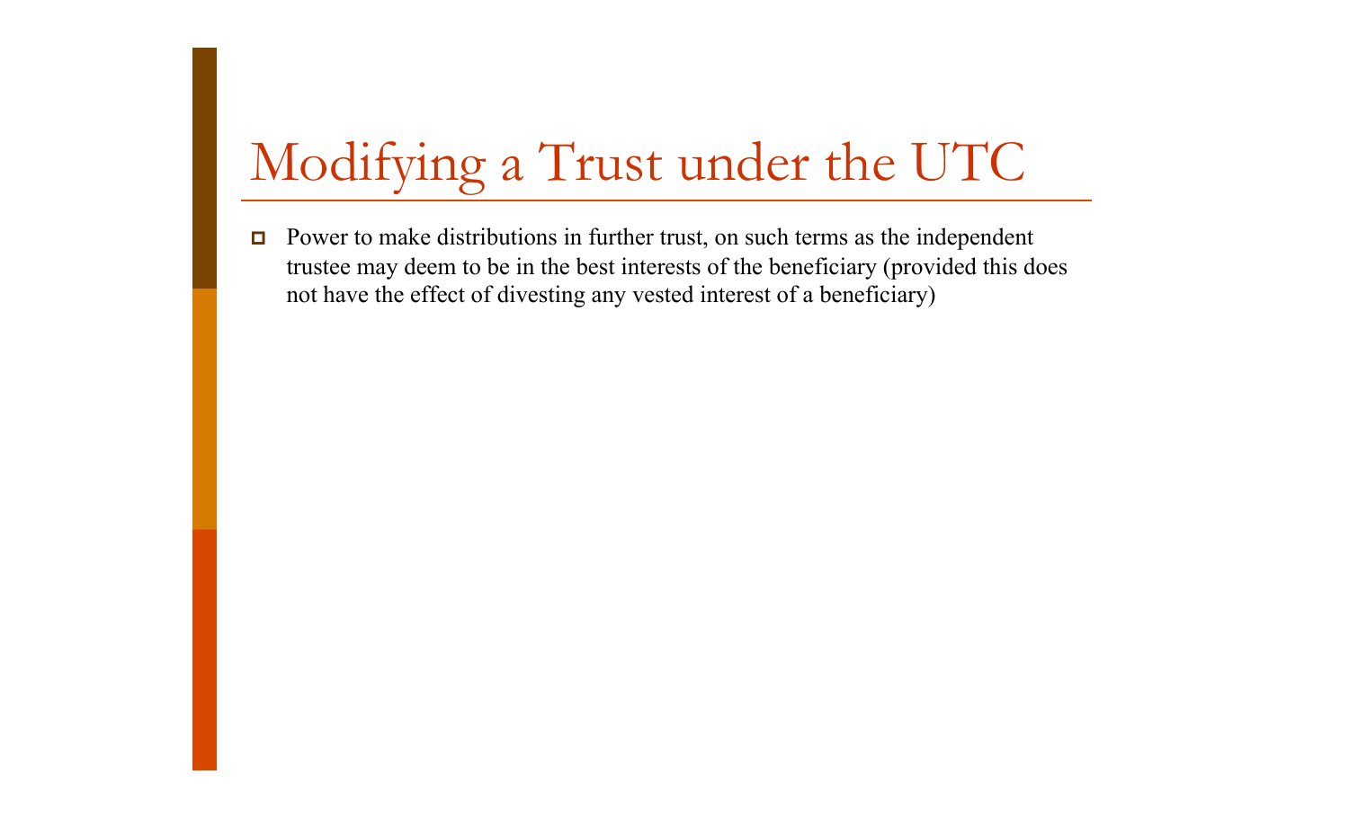# Modifying a Trust under the UTC

- Power to make distributions in further trust, on such terms as the independent trustee may deem to be in the best interests of the beneficiary (provided this does not have the effect of divesting any vested interest of a beneficiary)